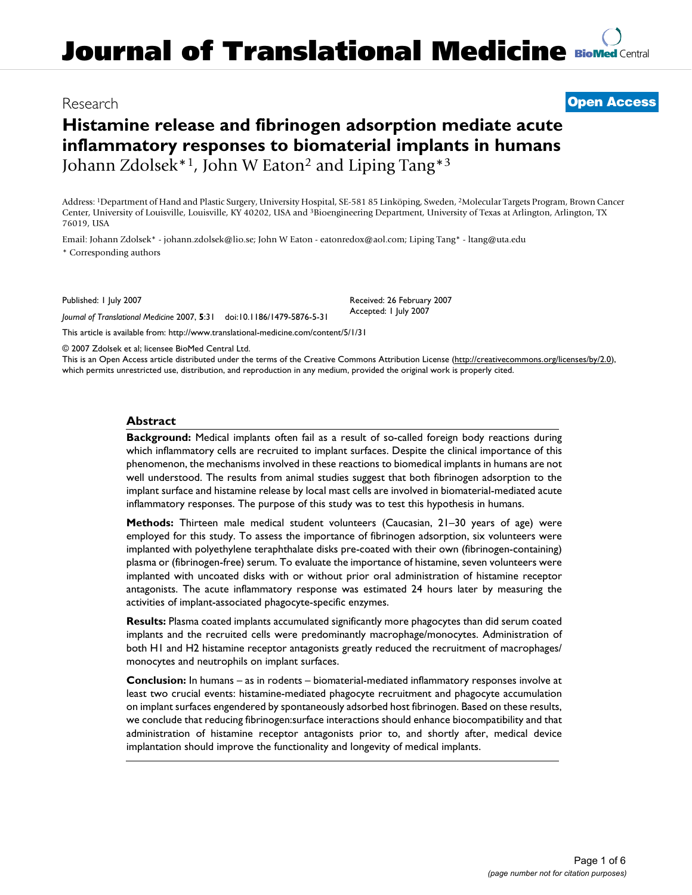# Journal of Translational Medicine

Research

Open Access

# Histamine release and fibrinogen adsorption mediate acute inflammatory responses to biomaterial implants in humans

Johann Zdolsek*[1], John W Eaton[2] and Liping Tang*[3]

Address: [1]Department of Hand and Plastic Surgery, University Hospital, SE-581 85 Linköping, Sweden, [2]Molecular Targets Program, Brown Cancer Center, University of Louisville, Louisville, KY 40202, USA and [3]Bioengineering Department, University of Texas at Arlington, Arlington, TX 76019, USA

Email: Johann Zdolsek* - johann.zdolsek@lio.se; John W Eaton - eatonredox@aol.com; Liping Tang* - ltang@uta.edu

\* Corresponding authors

Published: 1 July 2007

*Journal of Translational Medicine* 2007, **5**:31 doi:10.1186/1479-5876-5-31

Received: 26 February 2007
Accepted: 1 July 2007

This article is available from: http://www.translational-medicine.com/content/5/1/31

© 2007 Zdolsek et al; licensee BioMed Central Ltd.
This is an Open Access article distributed under the terms of the Creative Commons Attribution License (http://creativecommons.org/licenses/by/2.0), which permits unrestricted use, distribution, and reproduction in any medium, provided the original work is properly cited.

## Abstract

**Background:** Medical implants often fail as a result of so-called foreign body reactions during which inflammatory cells are recruited to implant surfaces. Despite the clinical importance of this phenomenon, the mechanisms involved in these reactions to biomedical implants in humans are not well understood. The results from animal studies suggest that both fibrinogen adsorption to the implant surface and histamine release by local mast cells are involved in biomaterial-mediated acute inflammatory responses. The purpose of this study was to test this hypothesis in humans.

**Methods:** Thirteen male medical student volunteers (Caucasian, 21–30 years of age) were employed for this study. To assess the importance of fibrinogen adsorption, six volunteers were implanted with polyethylene teraphthalate disks pre-coated with their own (fibrinogen-containing) plasma or (fibrinogen-free) serum. To evaluate the importance of histamine, seven volunteers were implanted with uncoated disks with or without prior oral administration of histamine receptor antagonists. The acute inflammatory response was estimated 24 hours later by measuring the activities of implant-associated phagocyte-specific enzymes.

**Results:** Plasma coated implants accumulated significantly more phagocytes than did serum coated implants and the recruited cells were predominantly macrophage/monocytes. Administration of both H1 and H2 histamine receptor antagonists greatly reduced the recruitment of macrophages/monocytes and neutrophils on implant surfaces.

**Conclusion:** In humans – as in rodents – biomaterial-mediated inflammatory responses involve at least two crucial events: histamine-mediated phagocyte recruitment and phagocyte accumulation on implant surfaces engendered by spontaneously adsorbed host fibrinogen. Based on these results, we conclude that reducing fibrinogen:surface interactions should enhance biocompatibility and that administration of histamine receptor antagonists prior to, and shortly after, medical device implantation should improve the functionality and longevity of medical implants.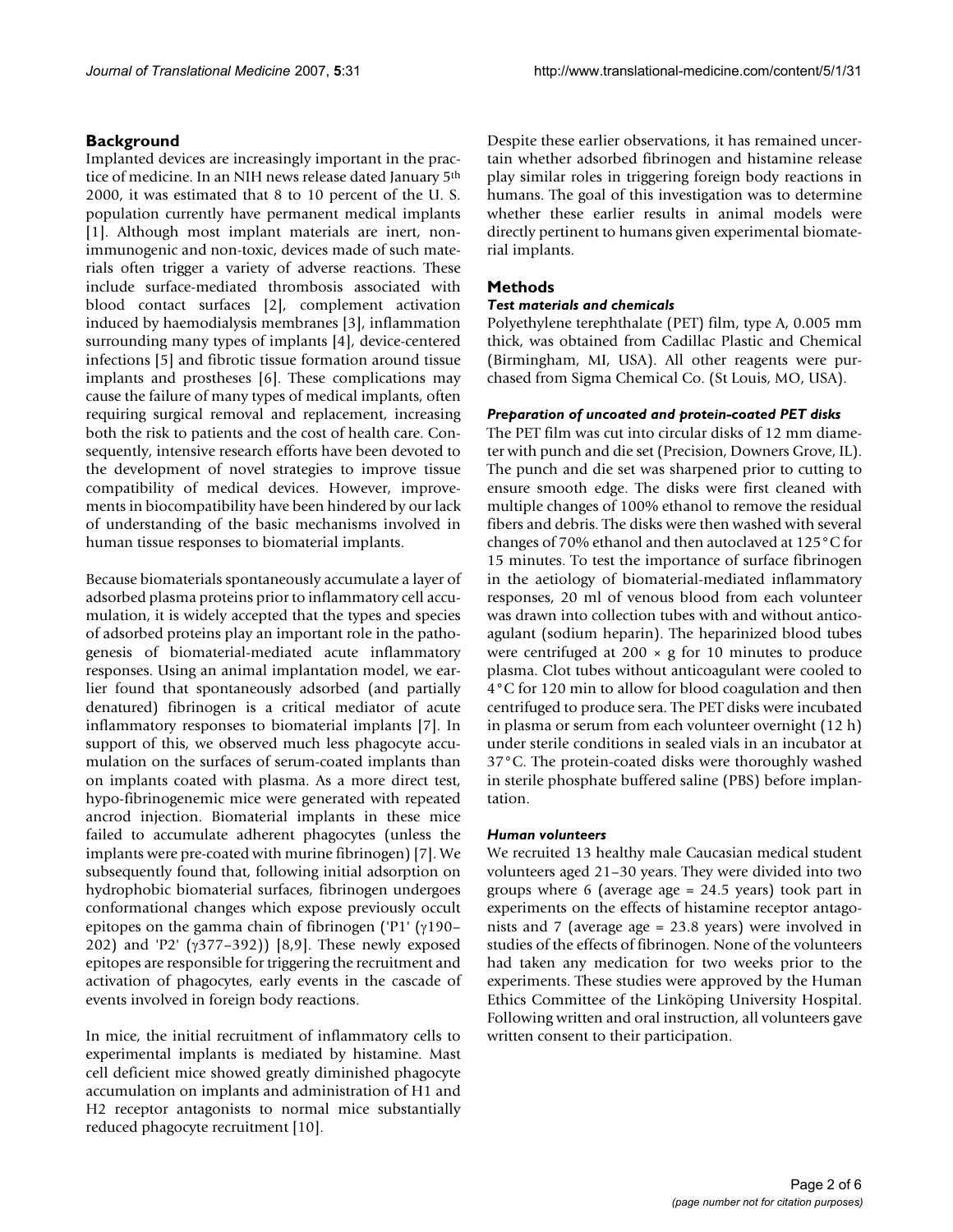## Background

Implanted devices are increasingly important in the practice of medicine. In an NIH news release dated January 5th 2000, it was estimated that 8 to 10 percent of the U. S. population currently have permanent medical implants [1]. Although most implant materials are inert, non-immunogenic and non-toxic, devices made of such materials often trigger a variety of adverse reactions. These include surface-mediated thrombosis associated with blood contact surfaces [2], complement activation induced by haemodialysis membranes [3], inflammation surrounding many types of implants [4], device-centered infections [5] and fibrotic tissue formation around tissue implants and prostheses [6]. These complications may cause the failure of many types of medical implants, often requiring surgical removal and replacement, increasing both the risk to patients and the cost of health care. Consequently, intensive research efforts have been devoted to the development of novel strategies to improve tissue compatibility of medical devices. However, improvements in biocompatibility have been hindered by our lack of understanding of the basic mechanisms involved in human tissue responses to biomaterial implants.

Because biomaterials spontaneously accumulate a layer of adsorbed plasma proteins prior to inflammatory cell accumulation, it is widely accepted that the types and species of adsorbed proteins play an important role in the pathogenesis of biomaterial-mediated acute inflammatory responses. Using an animal implantation model, we earlier found that spontaneously adsorbed (and partially denatured) fibrinogen is a critical mediator of acute inflammatory responses to biomaterial implants [7]. In support of this, we observed much less phagocyte accumulation on the surfaces of serum-coated implants than on implants coated with plasma. As a more direct test, hypo-fibrinogenemic mice were generated with repeated ancrod injection. Biomaterial implants in these mice failed to accumulate adherent phagocytes (unless the implants were pre-coated with murine fibrinogen) [7]. We subsequently found that, following initial adsorption on hydrophobic biomaterial surfaces, fibrinogen undergoes conformational changes which expose previously occult epitopes on the gamma chain of fibrinogen ('P1' ($\gamma$190–202) and 'P2' ($\gamma$377–392)) [8,9]. These newly exposed epitopes are responsible for triggering the recruitment and activation of phagocytes, early events in the cascade of events involved in foreign body reactions.

In mice, the initial recruitment of inflammatory cells to experimental implants is mediated by histamine. Mast cell deficient mice showed greatly diminished phagocyte accumulation on implants and administration of H1 and H2 receptor antagonists to normal mice substantially reduced phagocyte recruitment [10].

Despite these earlier observations, it has remained uncertain whether adsorbed fibrinogen and histamine release play similar roles in triggering foreign body reactions in humans. The goal of this investigation was to determine whether these earlier results in animal models were directly pertinent to humans given experimental biomaterial implants.

## Methods

### *Test materials and chemicals*

Polyethylene terephthalate (PET) film, type A, 0.005 mm thick, was obtained from Cadillac Plastic and Chemical (Birmingham, MI, USA). All other reagents were purchased from Sigma Chemical Co. (St Louis, MO, USA).

### *Preparation of uncoated and protein-coated PET disks*

The PET film was cut into circular disks of 12 mm diameter with punch and die set (Precision, Downers Grove, IL). The punch and die set was sharpened prior to cutting to ensure smooth edge. The disks were first cleaned with multiple changes of 100% ethanol to remove the residual fibers and debris. The disks were then washed with several changes of 70% ethanol and then autoclaved at 125°C for 15 minutes. To test the importance of surface fibrinogen in the aetiology of biomaterial-mediated inflammatory responses, 20 ml of venous blood from each volunteer was drawn into collection tubes with and without anticoagulant (sodium heparin). The heparinized blood tubes were centrifuged at $200 \times g$ for 10 minutes to produce plasma. Clot tubes without anticoagulant were cooled to 4°C for 120 min to allow for blood coagulation and then centrifuged to produce sera. The PET disks were incubated in plasma or serum from each volunteer overnight (12 h) under sterile conditions in sealed vials in an incubator at 37°C. The protein-coated disks were thoroughly washed in sterile phosphate buffered saline (PBS) before implantation.

### *Human volunteers*

We recruited 13 healthy male Caucasian medical student volunteers aged 21–30 years. They were divided into two groups where 6 (average age = 24.5 years) took part in experiments on the effects of histamine receptor antagonists and 7 (average age = 23.8 years) were involved in studies of the effects of fibrinogen. None of the volunteers had taken any medication for two weeks prior to the experiments. These studies were approved by the Human Ethics Committee of the Linköping University Hospital. Following written and oral instruction, all volunteers gave written consent to their participation.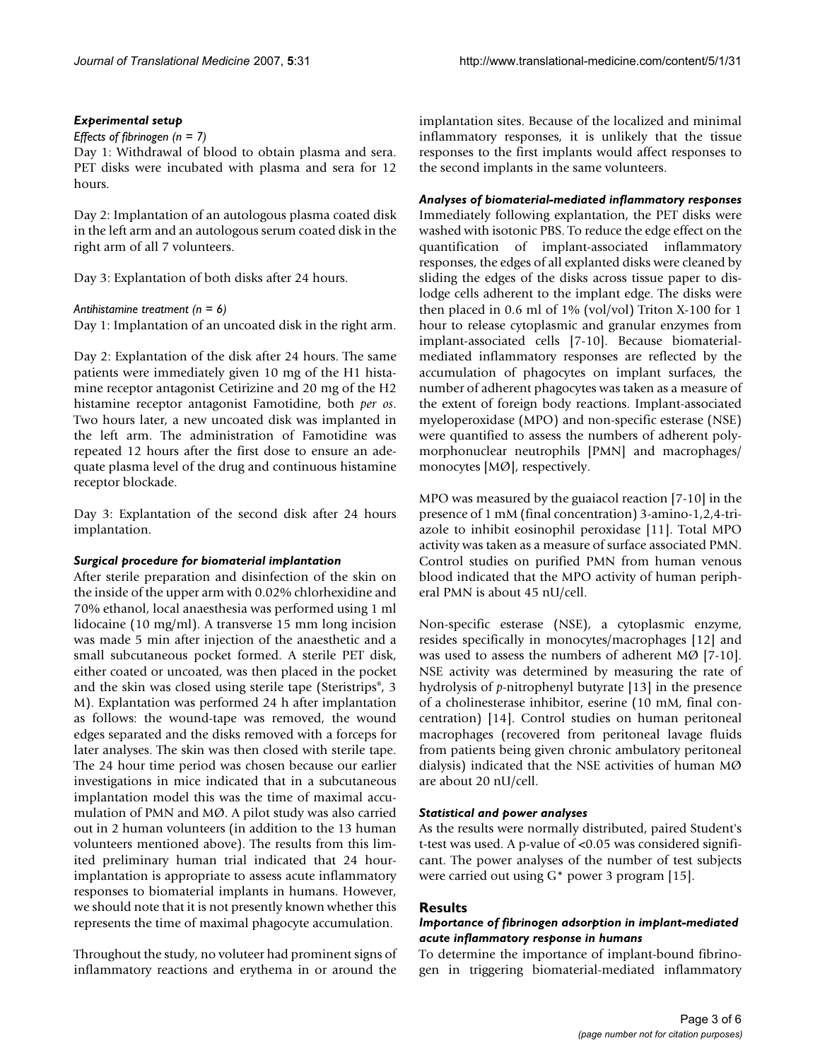### Experimental setup

*Effects of fibrinogen (n = 7)*

Day 1: Withdrawal of blood to obtain plasma and sera. PET disks were incubated with plasma and sera for 12 hours.

Day 2: Implantation of an autologous plasma coated disk in the left arm and an autologous serum coated disk in the right arm of all 7 volunteers.

Day 3: Explantation of both disks after 24 hours.

*Antihistamine treatment (n = 6)*

Day 1: Implantation of an uncoated disk in the right arm.

Day 2: Explantation of the disk after 24 hours. The same patients were immediately given 10 mg of the H1 histamine receptor antagonist Cetirizine and 20 mg of the H2 histamine receptor antagonist Famotidine, both *per os*. Two hours later, a new uncoated disk was implanted in the left arm. The administration of Famotidine was repeated 12 hours after the first dose to ensure an adequate plasma level of the drug and continuous histamine receptor blockade.

Day 3: Explantation of the second disk after 24 hours implantation.

### Surgical procedure for biomaterial implantation

After sterile preparation and disinfection of the skin on the inside of the upper arm with 0.02% chlorhexidine and 70% ethanol, local anaesthesia was performed using 1 ml lidocaine (10 mg/ml). A transverse 15 mm long incision was made 5 min after injection of the anaesthetic and a small subcutaneous pocket formed. A sterile PET disk, either coated or uncoated, was then placed in the pocket and the skin was closed using sterile tape (Steristrips®, 3 M). Explantation was performed 24 h after implantation as follows: the wound-tape was removed, the wound edges separated and the disks removed with a forceps for later analyses. The skin was then closed with sterile tape. The 24 hour time period was chosen because our earlier investigations in mice indicated that in a subcutaneous implantation model this was the time of maximal accumulation of PMN and MØ. A pilot study was also carried out in 2 human volunteers (in addition to the 13 human volunteers mentioned above). The results from this limited preliminary human trial indicated that 24 hour-implantation is appropriate to assess acute inflammatory responses to biomaterial implants in humans. However, we should note that it is not presently known whether this represents the time of maximal phagocyte accumulation.

Throughout the study, no voluteer had prominent signs of inflammatory reactions and erythema in or around the implantation sites. Because of the localized and minimal inflammatory responses, it is unlikely that the tissue responses to the first implants would affect responses to the second implants in the same volunteers.

### Analyses of biomaterial-mediated inflammatory responses

Immediately following explantation, the PET disks were washed with isotonic PBS. To reduce the edge effect on the quantification of implant-associated inflammatory responses, the edges of all explanted disks were cleaned by sliding the edges of the disks across tissue paper to dislodge cells adherent to the implant edge. The disks were then placed in 0.6 ml of 1% (vol/vol) Triton X-100 for 1 hour to release cytoplasmic and granular enzymes from implant-associated cells [7-10]. Because biomaterial-mediated inflammatory responses are reflected by the accumulation of phagocytes on implant surfaces, the number of adherent phagocytes was taken as a measure of the extent of foreign body reactions. Implant-associated myeloperoxidase (MPO) and non-specific esterase (NSE) were quantified to assess the numbers of adherent polymorphonuclear neutrophils [PMN] and macrophages/monocytes [MØ], respectively.

MPO was measured by the guaiacol reaction [7-10] in the presence of 1 mM (final concentration) 3-amino-1,2,4-triazole to inhibit eosinophil peroxidase [11]. Total MPO activity was taken as a measure of surface associated PMN. Control studies on purified PMN from human venous blood indicated that the MPO activity of human peripheral PMN is about 45 nU/cell.

Non-specific esterase (NSE), a cytoplasmic enzyme, resides specifically in monocytes/macrophages [12] and was used to assess the numbers of adherent MØ [7-10]. NSE activity was determined by measuring the rate of hydrolysis of *p*-nitrophenyl butyrate [13] in the presence of a cholinesterase inhibitor, eserine (10 mM, final concentration) [14]. Control studies on human peritoneal macrophages (recovered from peritoneal lavage fluids from patients being given chronic ambulatory peritoneal dialysis) indicated that the NSE activities of human MØ are about 20 nU/cell.

### Statistical and power analyses

As the results were normally distributed, paired Student's t-test was used. A p-value of $<0.05$ was considered significant. The power analyses of the number of test subjects were carried out using G* power 3 program [15].

## Results

### Importance of fibrinogen adsorption in implant-mediated acute inflammatory response in humans

To determine the importance of implant-bound fibrinogen in triggering biomaterial-mediated inflammatory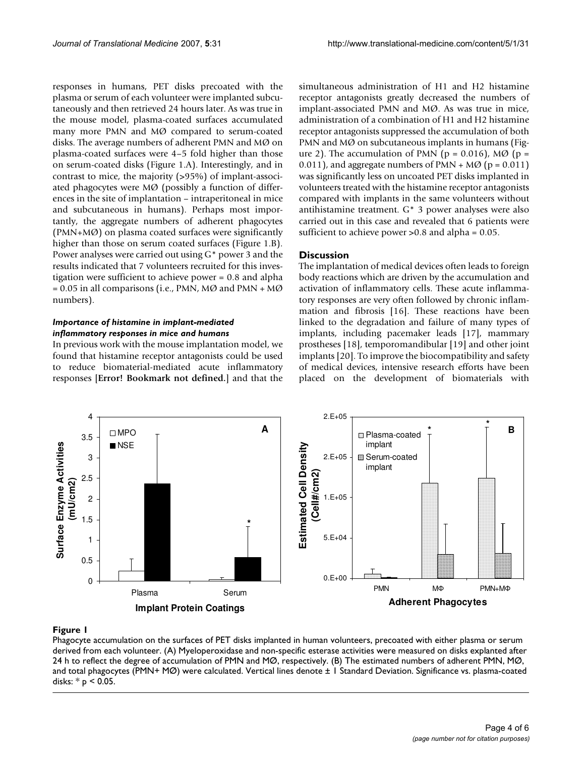responses in humans, PET disks precoated with the plasma or serum of each volunteer were implanted subcutaneously and then retrieved 24 hours later. As was true in the mouse model, plasma-coated surfaces accumulated many more PMN and MØ compared to serum-coated disks. The average numbers of adherent PMN and MØ on plasma-coated surfaces were 4–5 fold higher than those on serum-coated disks (Figure 1.A). Interestingly, and in contrast to mice, the majority (>95%) of implant-associated phagocytes were MØ (possibly a function of differences in the site of implantation – intraperitoneal in mice and subcutaneous in humans). Perhaps most importantly, the aggregate numbers of adherent phagocytes (PMN+MØ) on plasma coated surfaces were significantly higher than those on serum coated surfaces (Figure 1.B). Power analyses were carried out using G* power 3 and the results indicated that 7 volunteers recruited for this investigation were sufficient to achieve power = 0.8 and alpha = 0.05 in all comparisons (i.e., PMN, MØ and PMN + MØ numbers).

### *Importance of histamine in implant-mediated inflammatory responses in mice and humans*

In previous work with the mouse implantation model, we found that histamine receptor antagonists could be used to reduce biomaterial-mediated acute inflammatory responses [**Error! Bookmark not defined.**] and that the simultaneous administration of H1 and H2 histamine receptor antagonists greatly decreased the numbers of implant-associated PMN and MØ. As was true in mice, administration of a combination of H1 and H2 histamine receptor antagonists suppressed the accumulation of both PMN and MØ on subcutaneous implants in humans (Figure 2). The accumulation of PMN ($p = 0.016$), MØ ($p = 0.011$), and aggregate numbers of PMN + MØ ($p = 0.011$) was significantly less on uncoated PET disks implanted in volunteers treated with the histamine receptor antagonists compared with implants in the same volunteers without antihistamine treatment. G* 3 power analyses were also carried out in this case and revealed that 6 patients were sufficient to achieve power >0.8 and alpha = 0.05.

## Discussion

The implantation of medical devices often leads to foreign body reactions which are driven by the accumulation and activation of inflammatory cells. These acute inflammatory responses are very often followed by chronic inflammation and fibrosis [16]. These reactions have been linked to the degradation and failure of many types of implants, including pacemaker leads [17], mammary prostheses [18], temporomandibular [19] and other joint implants [20]. To improve the biocompatibility and safety of medical devices, intensive research efforts have been placed on the development of biomaterials with

A
□ MPO
■ NSE
Surface Enzyme Activities (mU/cm2)
0 0.5 1 1.5 2 2.5 3 3.5 4
Plasma
Serum
*
Implant Protein Coatings

B
Plasma-coated implant
Serum-coated implant
Estimated Cell Density (Cell#/cm2)
0.E+00 5.E+04 1.E+05 2.E+05 2.E+05
PMN
MΦ
PMN+MΦ
*
*
Adherent Phagocytes

**Figure 1**

Phagocyte accumulation on the surfaces of PET disks implanted in human volunteers, precoated with either plasma or serum derived from each volunteer. (A) Myeloperoxidase and non-specific esterase activities were measured on disks explanted after 24 h to reflect the degree of accumulation of PMN and MØ, respectively. (B) The estimated numbers of adherent PMN, MØ, and total phagocytes (PMN+ MØ) were calculated. Vertical lines denote ± 1 Standard Deviation. Significance vs. plasma-coated disks: * $p < 0.05$.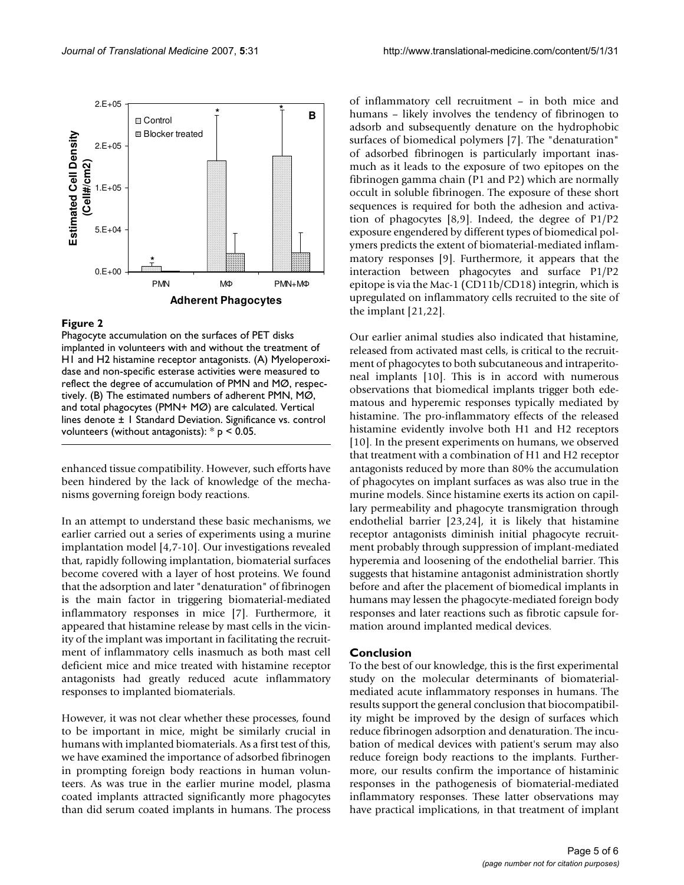2.E+05

B

Control

Blocker treated

2.E+05

1.E+05

5.E+04

0.E+00

*

*

*

Estimated Cell Density (Cell#/cm2)

PMN

MΦ

PMN+MΦ

Adherent Phagocytes

**Figure 2**

Phagocyte accumulation on the surfaces of PET disks implanted in volunteers with and without the treatment of H1 and H2 histamine receptor antagonists. (A) Myeloperoxidase and non-specific esterase activities were measured to reflect the degree of accumulation of PMN and MØ, respectively. (B) The estimated numbers of adherent PMN, MØ, and total phagocytes (PMN+ MØ) are calculated. Vertical lines denote ± 1 Standard Deviation. Significance vs. control volunteers (without antagonists): * $p < 0.05$.

enhanced tissue compatibility. However, such efforts have been hindered by the lack of knowledge of the mechanisms governing foreign body reactions.

In an attempt to understand these basic mechanisms, we earlier carried out a series of experiments using a murine implantation model [4,7-10]. Our investigations revealed that, rapidly following implantation, biomaterial surfaces become covered with a layer of host proteins. We found that the adsorption and later "denaturation" of fibrinogen is the main factor in triggering biomaterial-mediated inflammatory responses in mice [7]. Furthermore, it appeared that histamine release by mast cells in the vicinity of the implant was important in facilitating the recruitment of inflammatory cells inasmuch as both mast cell deficient mice and mice treated with histamine receptor antagonists had greatly reduced acute inflammatory responses to implanted biomaterials.

However, it was not clear whether these processes, found to be important in mice, might be similarly crucial in humans with implanted biomaterials. As a first test of this, we have examined the importance of adsorbed fibrinogen in prompting foreign body reactions in human volunteers. As was true in the earlier murine model, plasma coated implants attracted significantly more phagocytes than did serum coated implants in humans. The process of inflammatory cell recruitment – in both mice and humans – likely involves the tendency of fibrinogen to adsorb and subsequently denature on the hydrophobic surfaces of biomedical polymers [7]. The "denaturation" of adsorbed fibrinogen is particularly important inasmuch as it leads to the exposure of two epitopes on the fibrinogen gamma chain (P1 and P2) which are normally occult in soluble fibrinogen. The exposure of these short sequences is required for both the adhesion and activation of phagocytes [8,9]. Indeed, the degree of P1/P2 exposure engendered by different types of biomedical polymers predicts the extent of biomaterial-mediated inflammatory responses [9]. Furthermore, it appears that the interaction between phagocytes and surface P1/P2 epitope is via the Mac-1 (CD11b/CD18) integrin, which is upregulated on inflammatory cells recruited to the site of the implant [21,22].

Our earlier animal studies also indicated that histamine, released from activated mast cells, is critical to the recruitment of phagocytes to both subcutaneous and intraperitoneal implants [10]. This is in accord with numerous observations that biomedical implants trigger both edematous and hyperemic responses typically mediated by histamine. The pro-inflammatory effects of the released histamine evidently involve both H1 and H2 receptors [10]. In the present experiments on humans, we observed that treatment with a combination of H1 and H2 receptor antagonists reduced by more than 80% the accumulation of phagocytes on implant surfaces as was also true in the murine models. Since histamine exerts its action on capillary permeability and phagocyte transmigration through endothelial barrier [23,24], it is likely that histamine receptor antagonists diminish initial phagocyte recruitment probably through suppression of implant-mediated hyperemia and loosening of the endothelial barrier. This suggests that histamine antagonist administration shortly before and after the placement of biomedical implants in humans may lessen the phagocyte-mediated foreign body responses and later reactions such as fibrotic capsule formation around implanted medical devices.

## Conclusion

To the best of our knowledge, this is the first experimental study on the molecular determinants of biomaterial-mediated acute inflammatory responses in humans. The results support the general conclusion that biocompatibility might be improved by the design of surfaces which reduce fibrinogen adsorption and denaturation. The incubation of medical devices with patient's serum may also reduce foreign body reactions to the implants. Furthermore, our results confirm the importance of histaminic responses in the pathogenesis of biomaterial-mediated inflammatory responses. These latter observations may have practical implications, in that treatment of implant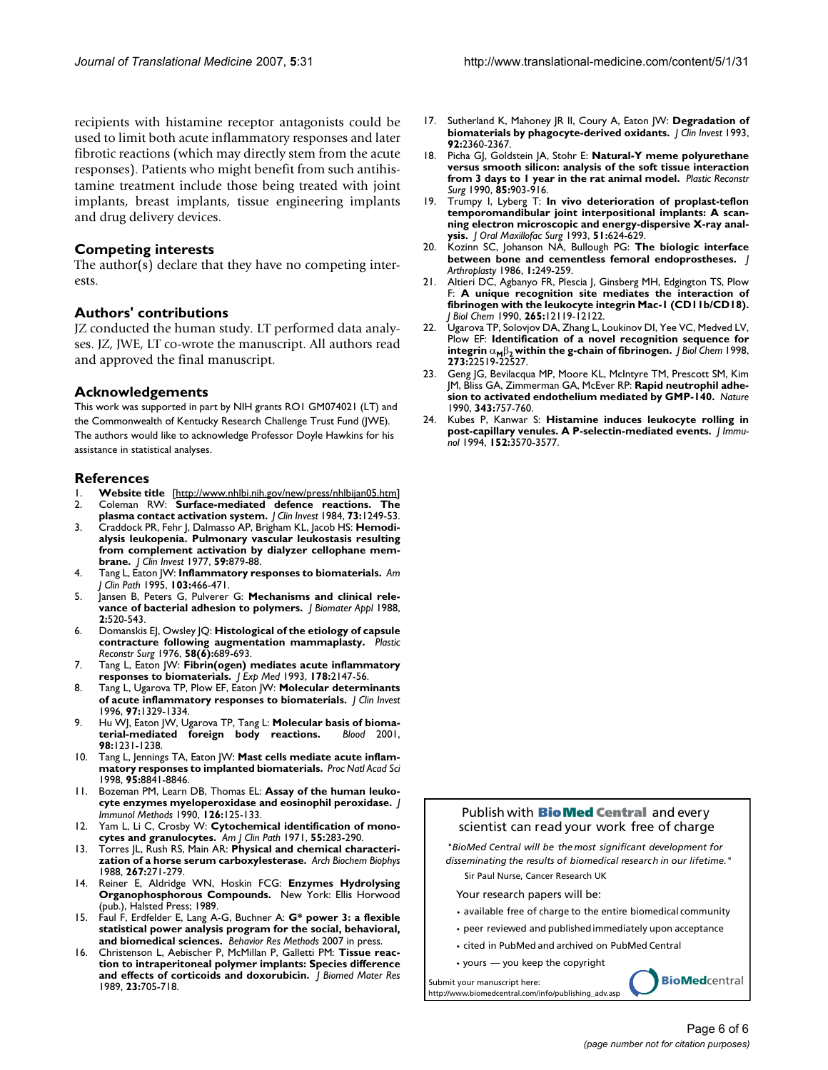recipients with histamine receptor antagonists could be used to limit both acute inflammatory responses and later fibrotic reactions (which may directly stem from the acute responses). Patients who might benefit from such antihistamine treatment include those being treated with joint implants, breast implants, tissue engineering implants and drug delivery devices.

## Competing interests

The author(s) declare that they have no competing interests.

## Authors' contributions

JZ conducted the human study. LT performed data analyses. JZ, JWE, LT co-wrote the manuscript. All authors read and approved the final manuscript.

## Acknowledgements

This work was supported in part by NIH grants RO1 GM074021 (LT) and the Commonwealth of Kentucky Research Challenge Trust Fund (JWE). The authors would like to acknowledge Professor Doyle Hawkins for his assistance in statistical analyses.

## References

1. **Website title** [http://www.nhlbi.nih.gov/new/press/nhlbijan05.htm]
2. Coleman RW: **Surface-mediated defence reactions. The plasma contact activation system.** *J Clin Invest* 1984, **73:**1249-53.
3. Craddock PR, Fehr J, Dalmasso AP, Brigham KL, Jacob HS: **Hemodialysis leukopenia. Pulmonary vascular leukostasis resulting from complement activation by dialyzer cellophane membrane.** *J Clin Invest* 1977, **59:**879-88.
4. Tang L, Eaton JW: **Inflammatory responses to biomaterials.** *Am J Clin Path* 1995, **103:**466-471.
5. Jansen B, Peters G, Pulverer G: **Mechanisms and clinical relevance of bacterial adhesion to polymers.** *J Biomater Appl* 1988, **2:**520-543.
6. Domanskis EJ, Owsley JQ: **Histological of the etiology of capsule contracture following augmentation mammaplasty.** *Plastic Reconstr Surg* 1976, **58(6):**689-693.
7. Tang L, Eaton JW: **Fibrin(ogen) mediates acute inflammatory responses to biomaterials.** *J Exp Med* 1993, **178:**2147-56.
8. Tang L, Ugarova TP, Plow EF, Eaton JW: **Molecular determinants of acute inflammatory responses to biomaterials.** *J Clin Invest* 1996, **97:**1329-1334.
9. Hu WJ, Eaton JW, Ugarova TP, Tang L: **Molecular basis of biomaterial-mediated foreign body reactions.** *Blood* 2001, **98:**1231-1238.
10. Tang L, Jennings TA, Eaton JW: **Mast cells mediate acute inflammatory responses to implanted biomaterials.** *Proc Natl Acad Sci* 1998, **95:**8841-8846.
11. Bozeman PM, Learn DB, Thomas EL: **Assay of the human leukocyte enzymes myeloperoxidase and eosinophil peroxidase.** *J Immunol Methods* 1990, **126:**125-133.
12. Yam L, Li C, Crosby W: **Cytochemical identification of monocytes and granulocytes.** *Am J Clin Path* 1971, **55:**283-290.
13. Torres JL, Rush RS, Main AR: **Physical and chemical characterization of a horse serum carboxylesterase.** *Arch Biochem Biophys* 1988, **267:**271-279.
14. Reiner E, Aldridge WN, Hoskin FCG: **Enzymes Hydrolysing Organophosphorous Compounds.** New York: Ellis Horwood (pub.), Halsted Press; 1989.
15. Faul F, Erdfelder E, Lang A-G, Buchner A: **G* power 3: a flexible statistical power analysis program for the social, behavioral, and biomedical sciences.** *Behavior Res Methods* 2007 in press.
16. Christenson L, Aebischer P, McMillan P, Galletti PM: **Tissue reaction to intraperitoneal polymer implants: Species difference and effects of corticoids and doxorubicin.** *J Biomed Mater Res* 1989, **23:**705-718.
17. Sutherland K, Mahoney JR II, Coury A, Eaton JW: **Degradation of biomaterials by phagocyte-derived oxidants.** *J Clin Invest* 1993, **92:**2360-2367.
18. Picha GJ, Goldstein JA, Stohr E: **Natural-Y meme polyurethane versus smooth silicon: analysis of the soft tissue interaction from 3 days to 1 year in the rat animal model.** *Plastic Reconstr Surg* 1990, **85:**903-916.
19. Trumpy I, Lyberg T: **In vivo deterioration of proplast-teflon temporomandibular joint interpositional implants: A scanning electron microscopic and energy-dispersive X-ray analysis.** *J Oral Maxillofac Surg* 1993, **51:**624-629.
20. Kozinn SC, Johanson NA, Bullough PG: **The biologic interface between bone and cementless femoral endoprostheses.** *J Arthroplasty* 1986, **1:**249-259.
21. Altieri DC, Agbanyo FR, Plescia J, Ginsberg MH, Edgington TS, Plow F: **A unique recognition site mediates the interaction of fibrinogen with the leukocyte integrin Mac-1 (CD11b/CD18).** *J Biol Chem* 1990, **265:**12119-12122.
22. Ugarova TP, Solovjov DA, Zhang L, Loukinov DI, Yee VC, Medved LV, Plow EF: **Identification of a novel recognition sequence for integrin $\alpha_M\beta_2$ within the g-chain of fibrinogen.** *J Biol Chem* 1998, **273:**22519-22527.
23. Geng JG, Bevilacqua MP, Moore KL, McIntyre TM, Prescott SM, Kim JM, Bliss GA, Zimmerman GA, McEver RP: **Rapid neutrophil adhesion to activated endothelium mediated by GMP-140.** *Nature* 1990, **343:**757-760.
24. Kubes P, Kanwar S: **Histamine induces leukocyte rolling in post-capillary venules. A P-selectin-mediated events.** *J Immunol* 1994, **152:**3570-3577.

Publish with **BioMed Central** and every scientist can read your work free of charge

*"BioMed Central will be the most significant development for disseminating the results of biomedical research in our lifetime."*

Sir Paul Nurse, Cancer Research UK

Your research papers will be:

- available free of charge to the entire biomedical community
- peer reviewed and published immediately upon acceptance
- cited in PubMed and archived on PubMed Central
- yours — you keep the copyright

Submit your manuscript here:
http://www.biomedcentral.com/info/publishing_adv.asp

BioMedcentral